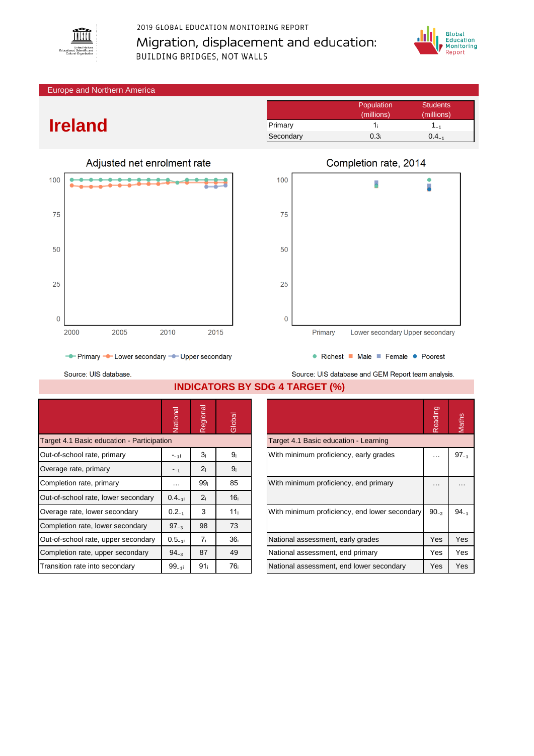2019 GLOBAL EDUCATION MONITORING REPORT

Migration, displacement and education:

BUILDING BRIDGES, NOT WALLS

Europe and Northern America

# Ireland

| | Population (millions) | Students (millions) |
|---|---|---|
| Primary | $1_{i}$ | $1_{-1}$ |
| Secondary | $0.3_{i}$ | $0.4_{-1}$ |

Adjusted net enrolment rate

Primary, Lower secondary, Upper secondary

Source: UIS database.

Completion rate, 2014

Richest, Male, Female, Poorest

Source: UIS database and GEM Report team analysis.

## INDICATORS BY SDG 4 TARGET (%)

| | National | Regional | Global |
|---|---|---|---|
| **Target 4.1 Basic education - Participation** | | | |
| Out-of-school rate, primary | $-_{-1i}$ | $3_{i}$ | $9_{i}$ |
| Overage rate, primary | $-_{-1}$ | $2_{i}$ | $9_{i}$ |
| Completion rate, primary | … | $99_{i}$ | 85 |
| Out-of-school rate, lower secondary | $0.4_{-1i}$ | $2_{i}$ | $16_{i}$ |
| Overage rate, lower secondary | $0.2_{-1}$ | 3 | $11_{i}$ |
| Completion rate, lower secondary | $97_{-3}$ | 98 | 73 |
| Out-of-school rate, upper secondary | $0.5_{-1i}$ | $7_{i}$ | $36_{i}$ |
| Completion rate, upper secondary | $94_{-3}$ | 87 | 49 |
| Transition rate into secondary | $99_{-1i}$ | $91_{i}$ | $76_{i}$ |

| | Reading | Maths |
|---|---|---|
| **Target 4.1 Basic education - Learning** | | |
| With minimum proficiency, early grades | … | $97_{-1}$ |
| With minimum proficiency, end primary | … | … |
| With minimum proficiency, end lower secondary | $90_{-2}$ | $94_{-1}$ |
| National assessment, early grades | Yes | Yes |
| National assessment, end primary | Yes | Yes |
| National assessment, end lower secondary | Yes | Yes |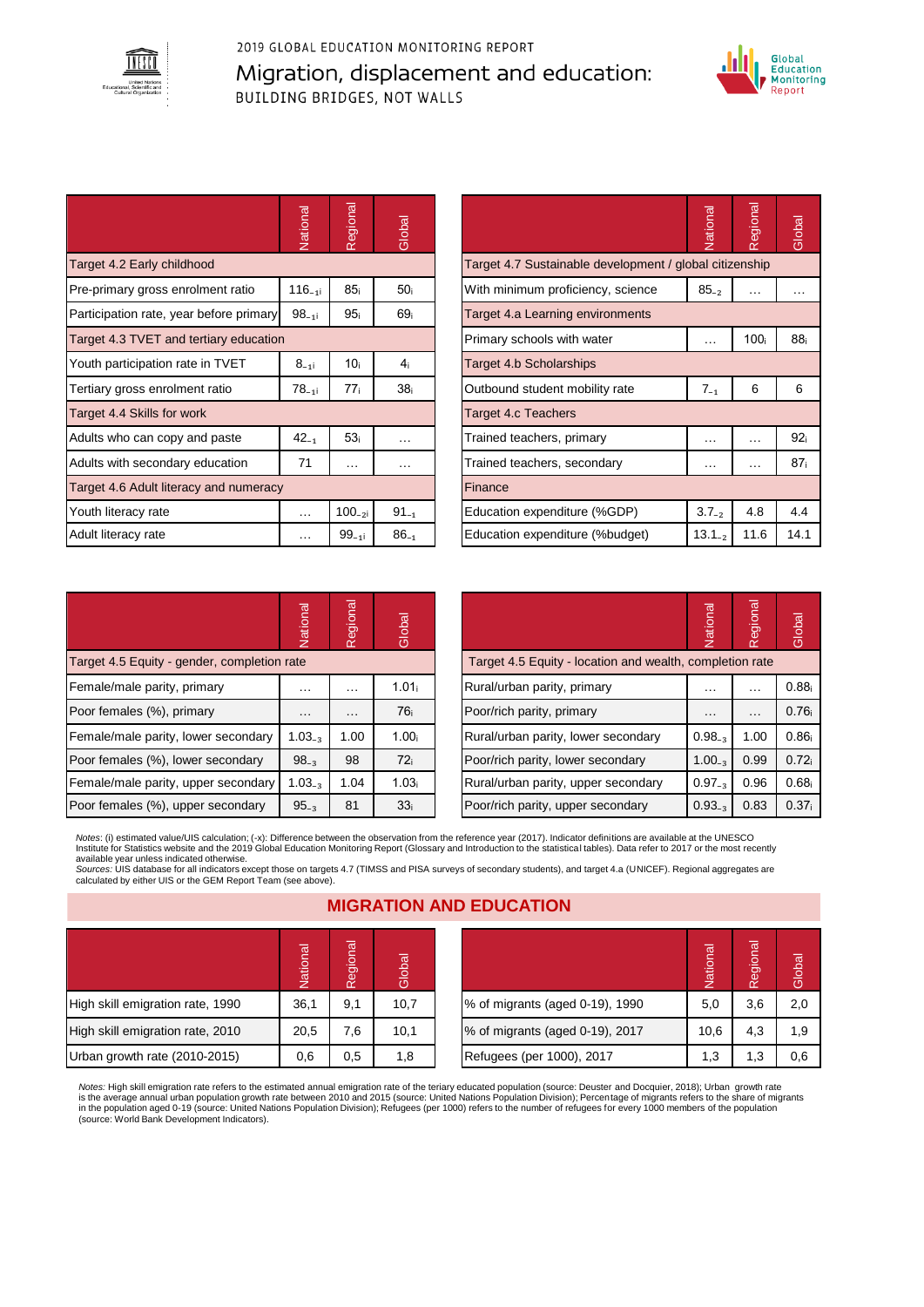2019 GLOBAL EDUCATION MONITORING REPORT

# Migration, displacement and education: BUILDING BRIDGES, NOT WALLS

| | National | Regional | Global |
|---|---|---|---|
| Target 4.2 Early childhood | | | |
| Pre-primary gross enrolment ratio | $116_{-1i}$ | $85_{i}$ | $50_{i}$ |
| Participation rate, year before primary | $98_{-1i}$ | $95_{i}$ | $69_{i}$ |
| Target 4.3 TVET and tertiary education | | | |
| Youth participation rate in TVET | $8_{-1i}$ | $10_{i}$ | $4_{i}$ |
| Tertiary gross enrolment ratio | $78_{-1i}$ | $77_{i}$ | $38_{i}$ |
| Target 4.4 Skills for work | | | |
| Adults who can copy and paste | $42_{-1}$ | $53_{i}$ | … |
| Adults with secondary education | 71 | … | … |
| Target 4.6 Adult literacy and numeracy | | | |
| Youth literacy rate | … | $100_{-2i}$ | $91_{-1}$ |
| Adult literacy rate | … | $99_{-1i}$ | $86_{-1}$ |

| | National | Regional | Global |
|---|---|---|---|
| Target 4.7 Sustainable development / global citizenship | | | |
| With minimum proficiency, science | $85_{-2}$ | … | … |
| Target 4.a Learning environments | | | |
| Primary schools with water | … | $100_{i}$ | $88_{i}$ |
| Target 4.b Scholarships | | | |
| Outbound student mobility rate | $7_{-1}$ | 6 | 6 |
| Target 4.c Teachers | | | |
| Trained teachers, primary | … | … | $92_{i}$ |
| Trained teachers, secondary | … | … | $87_{i}$ |
| Finance | | | |
| Education expenditure (%GDP) | $3.7_{-2}$ | 4.8 | 4.4 |
| Education expenditure (%budget) | $13.1_{-2}$ | 11.6 | 14.1 |

| | National | Regional | Global |
|---|---|---|---|
| Target 4.5 Equity - gender, completion rate | | | |
| Female/male parity, primary | … | … | $1.01_{i}$ |
| Poor females (%), primary | … | … | $76_{i}$ |
| Female/male parity, lower secondary | $1.03_{-3}$ | 1.00 | $1.00_{i}$ |
| Poor females (%), lower secondary | $98_{-3}$ | 98 | $72_{i}$ |
| Female/male parity, upper secondary | $1.03_{-3}$ | 1.04 | $1.03_{i}$ |
| Poor females (%), upper secondary | $95_{-3}$ | 81 | $33_{i}$ |

| | National | Regional | Global |
|---|---|---|---|
| Target 4.5 Equity - location and wealth, completion rate | | | |
| Rural/urban parity, primary | … | … | $0.88_{i}$ |
| Poor/rich parity, primary | … | … | $0.76_{i}$ |
| Rural/urban parity, lower secondary | $0.98_{-3}$ | 1.00 | $0.86_{i}$ |
| Poor/rich parity, lower secondary | $1.00_{-3}$ | 0.99 | $0.72_{i}$ |
| Rural/urban parity, upper secondary | $0.97_{-3}$ | 0.96 | $0.68_{i}$ |
| Poor/rich parity, upper secondary | $0.93_{-3}$ | 0.83 | $0.37_{i}$ |

*Notes*: (i) estimated value/UIS calculation; (-x): Difference between the observation from the reference year (2017). Indicator definitions are available at the UNESCO Institute for Statistics website and the 2019 Global Education Monitoring Report (Glossary and Introduction to the statistical tables). Data refer to 2017 or the most recently available year unless indicated otherwise.
*Sources*: UIS database for all indicators except those on targets 4.7 (TIMSS and PISA surveys of secondary students), and target 4.a (UNICEF). Regional aggregates are calculated by either UIS or the GEM Report Team (see above).

## MIGRATION AND EDUCATION

| | National | Regional | Global |
|---|---|---|---|
| High skill emigration rate, 1990 | 36,1 | 9,1 | 10,7 |
| High skill emigration rate, 2010 | 20,5 | 7,6 | 10,1 |
| Urban growth rate (2010-2015) | 0,6 | 0,5 | 1,8 |

| | National | Regional | Global |
|---|---|---|---|
| % of migrants (aged 0-19), 1990 | 5,0 | 3,6 | 2,0 |
| % of migrants (aged 0-19), 2017 | 10,6 | 4,3 | 1,9 |
| Refugees (per 1000), 2017 | 1,3 | 1,3 | 0,6 |

*Notes:* High skill emigration rate refers to the estimated annual emigration rate of the teriary educated population (source: Deuster and Docquier, 2018); Urban growth rate is the average annual urban population growth rate between 2010 and 2015 (source: United Nations Population Division); Percentage of migrants refers to the share of migrants in the population aged 0-19 (source: United Nations Population Division); Refugees (per 1000) refers to the number of refugees for every 1000 members of the population (source: World Bank Development Indicators).